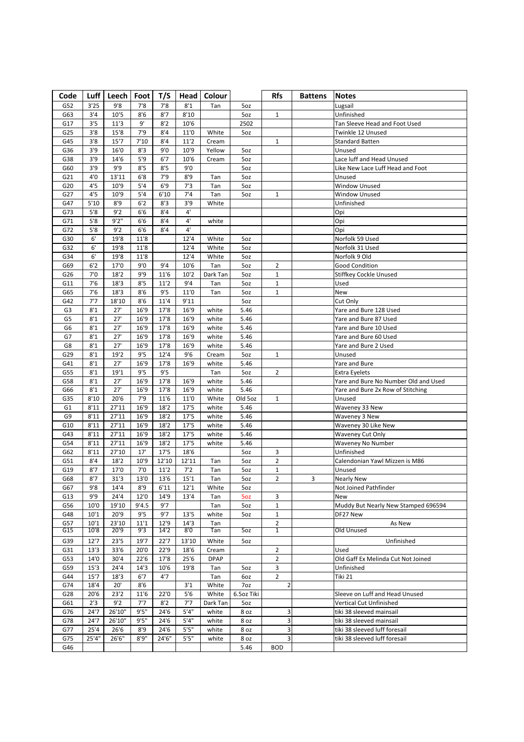| Code | Luff | Leech | Foot | T/S | Head | Colour | | Rfs | Battens | Notes |
|---|---|---|---|---|---|---|---|---|---|---|
| G52 | 3'25 | 9'8 | 7'8 | 7'8 | 8'1 | Tan | 5oz | | | Lugsail |
| G63 | 3'4 | 10'5 | 8'6 | 8'7 | 8'10 | | 5oz | 1 | | Unfinished |
| G17 | 3'5 | 11'3 | 9' | 8'2 | 10'6 | | 2502 | | | Tan Sleeve Head and Foot Used |
| G25 | 3'8 | 15'8 | 7'9 | 8'4 | 11'0 | White | 5oz | | | Twinkle 12 Unused |
| G45 | 3'8 | 15'7 | 7'10 | 8'4 | 11'2 | Cream | | 1 | | Standard Batten |
| G36 | 3'9 | 16'0 | 8'3 | 9'0 | 10'9 | Yellow | 5oz | | | Unused |
| G38 | 3'9 | 14'6 | 5'9 | 6'7 | 10'6 | Cream | 5oz | | | Lace luff and Head Unused |
| G60 | 3'9 | 9'9 | 8'5 | 8'5 | 9'0 | | 5oz | | | Like New Lace Luff Head and Foot |
| G21 | 4'0 | 13'11 | 6'8 | 7'9 | 8'9 | Tan | 5oz | | | Unused |
| G20 | 4'5 | 10'9 | 5'4 | 6'9 | 7'3 | Tan | 5oz | | | Window Unused |
| G27 | 4'5 | 10'9 | 5'4 | 6'10 | 7'4 | Tan | 5oz | 1 | | Window Unused |
| G47 | 5'10 | 8'9 | 6'2 | 8'3 | 3'9 | White | | | | Unfinished |
| G73 | 5'8 | 9'2 | 6'6 | 8'4 | 4' | | | | | Opi |
| G71 | 5'8 | 9'2" | 6'6 | 8'4 | 4' | white | | | | Opi |
| G72 | 5'8 | 9'2 | 6'6 | 8'4 | 4' | | | | | Opi |
| G30 | 6' | 19'8 | 11'8 | | 12'4 | White | 5oz | | | Norfolk 59 Used |
| G32 | 6' | 19'8 | 11'8 | | 12'4 | White | 5oz | | | Norfolk 31 Used |
| G34 | 6' | 19'8 | 11'8 | | 12'4 | White | 5oz | | | Norfolk 9 Old |
| G69 | 6'2 | 17'0 | 9'0 | 9'4 | 10'6 | Tan | 5oz | 2 | | Good Condition |
| G26 | 7'0 | 18'2 | 9'9 | 11'6 | 10'2 | Dark Tan | 5oz | 1 | | Stiffkey Cockle Unused |
| G11 | 7'6 | 18'3 | 8'5 | 11'2 | 9'4 | Tan | 5oz | 1 | | Used |
| G65 | 7'6 | 18'3 | 8'6 | 9'5 | 11'0 | Tan | 5oz | 1 | | New |
| G42 | 7'7 | 18'10 | 8'6 | 11'4 | 9'11 | | 5oz | | | Cut Only |
| G3 | 8'1 | 27' | 16'9 | 17'8 | 16'9 | white | 5.46 | | | Yare and Bure 128 Used |
| G5 | 8'1 | 27' | 16'9 | 17'8 | 16'9 | white | 5.46 | | | Yare and Bure 87 Used |
| G6 | 8'1 | 27' | 16'9 | 17'8 | 16'9 | white | 5.46 | | | Yare and Bure 10 Used |
| G7 | 8'1 | 27' | 16'9 | 17'8 | 16'9 | white | 5.46 | | | Yare and Bure 60 Used |
| G8 | 8'1 | 27' | 16'9 | 17'8 | 16'9 | white | 5.46 | | | Yare and Bure 2 Used |
| G29 | 8'1 | 19'2 | 9'5 | 12'4 | 9'6 | Cream | 5oz | 1 | | Unused |
| G41 | 8'1 | 27' | 16'9 | 17'8 | 16'9 | white | 5.46 | | | Yare and Bure |
| G55 | 8'1 | 19'1 | 9'5 | 9'5 | | Tan | 5oz | 2 | | Extra Eyelets |
| G58 | 8'1 | 27' | 16'9 | 17'8 | 16'9 | white | 5.46 | | | Yare and Bure No Number Old and Used |
| G66 | 8'1 | 27' | 16'9 | 17'8 | 16'9 | white | 5.46 | | | Yare and Bure 2x Row of Stitching |
| G35 | 8'10 | 20'6 | 7'9 | 11'6 | 11'0 | White | Old 5oz | 1 | | Unused |
| G1 | 8'11 | 27'11 | 16'9 | 18'2 | 17'5 | white | 5.46 | | | Waveney 33 New |
| G9 | 8'11 | 27'11 | 16'9 | 18'2 | 17'5 | white | 5.46 | | | Waveney 3 New |
| G10 | 8'11 | 27'11 | 16'9 | 18'2 | 17'5 | white | 5.46 | | | Waveney 30 Like New |
| G43 | 8'11 | 27'11 | 16'9 | 18'2 | 17'5 | white | 5.46 | | | Waveney Cut Only |
| G54 | 8'11 | 27'11 | 16'9 | 18'2 | 17'5 | white | 5.46 | | | Waveney No Number |
| G62 | 8'11 | 27'10 | 17' | 17'5 | 18'6 | | 5oz | 3 | | Unfinished |
| G51 | 8'4 | 18'2 | 10'9 | 12'10 | 12'11 | Tan | 5oz | 2 | | Calendonian Yawl Mizzen is M86 |
| G19 | 8'7 | 17'0 | 7'0 | 11'2 | 7'2 | Tan | 5oz | 1 | | Unused |
| G68 | 8'7 | 31'3 | 13'0 | 13'6 | 15'1 | Tan | 5oz | 2 | 3 | Nearly New |
| G67 | 9'8 | 14'4 | 8'9 | 6'11 | 12'1 | White | 5oz | | | Not Joined Pathfinder |
| G13 | 9'9 | 24'4 | 12'0 | 14'9 | 13'4 | Tan | 5oz | 3 | | New |
| G56 | 10'0 | 19'10 | 9'4.5 | 9'7 | | Tan | 5oz | 1 | | Muddy But Nearly New Stamped 696594 |
| G48 | 10'1 | 20'9 | 9'5 | 9'7 | 13'5 | white | 5oz | 1 | | DF27 New |
| G57 | 10'1 | 23'10 | 11'1 | 12'9 | 14'3 | Tan | | 2 | | As New |
| G15 | 10'8 | 20'9 | 9'3 | 14'2 | 8'0 | Tan | 5oz | 1 | | Old Unused |
| G39 | 12'7 | 23'5 | 19'7 | 22'7 | 13'10 | White | 5oz | | | Unfinished |
| G31 | 13'3 | 33'6 | 20'0 | 22'9 | 18'6 | Cream | | 2 | | Used |
| G53 | 14'0 | 30'4 | 22'6 | 17'8 | 25'6 | DPAP | | 2 | | Old Gaff Ex Melinda Cut Not Joined |
| G59 | 15'3 | 24'4 | 14'3 | 10'6 | 19'8 | Tan | 5oz | 3 | | Unfinished |
| G44 | 15'7 | 18'3 | 6'7 | 4'7 | | Tan | 6oz | 2 | | Tiki 21 |
| G74 | 18'4 | 20' | 8'6 | | 3'1 | White | 7oz | 2 | | |
| G28 | 20'6 | 23'2 | 11'6 | 22'0 | 5'6 | White | 6.5oz Tiki | | | Sleeve on Luff and Head Unused |
| G61 | 2'3 | 9'2 | 7'7 | 8'2 | 7'7 | Dark Tan | 5oz | | | Vertical Cut Unfinished |
| G76 | 24'7 | 26'10" | 9'5" | 24'6 | 5'4" | white | 8 oz | 3 | | tiki 38 sleeved mainsail |
| G78 | 24'7 | 26'10" | 9'5" | 24'6 | 5'4" | white | 8 oz | 3 | | tiki 38 sleeved mainsail |
| G77 | 25'4 | 26'6 | 8'9 | 24'6 | 5'5" | white | 8 oz | 3 | | tiki 38 sleeved luff foresail |
| G75 | 25'4" | 26'6" | 8'9" | 24'6" | 5'5" | white | 8 oz | 3 | | tiki 38 sleeved luff foresail |
| G46 | | | | | | | 5.46 | BOD | | |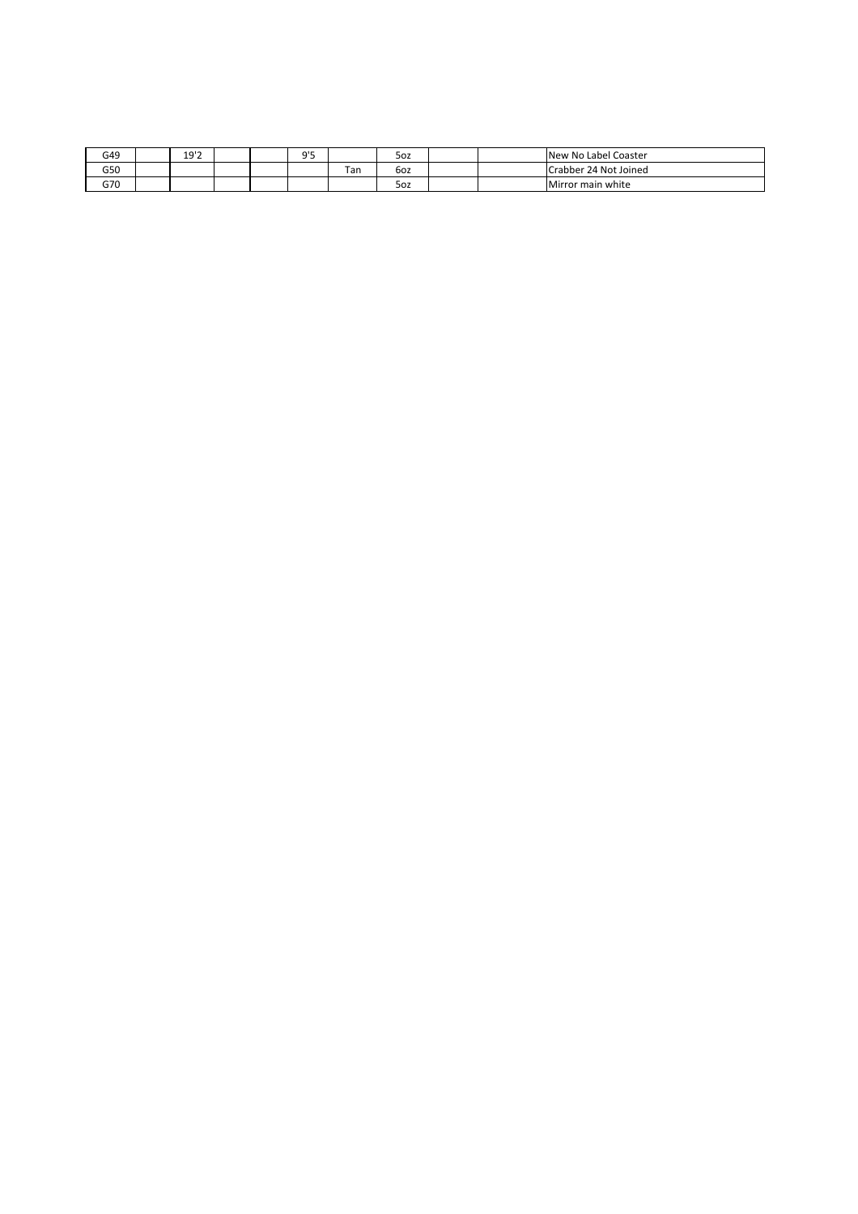| | | | | | | | | | | |
|---|---|---|---|---|---|---|---|---|---|---|
| G49 | | 19'2 | | | 9'5 | | 5oz | | | New No Label Coaster |
| G50 | | | | | | Tan | 6oz | | | Crabber 24 Not Joined |
| G70 | | | | | | | 5oz | | | Mirror main white |